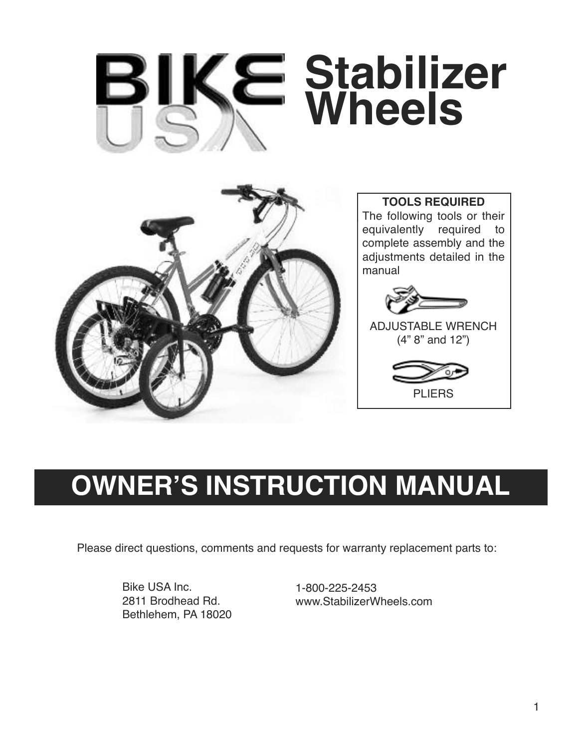# BIKE USA Stabilizer Wheels

**TOOLS REQUIRED**

The following tools or their equivalently required to complete assembly and the adjustments detailed in the manual

ADJUSTABLE WRENCH
(4" 8" and 12")

PLIERS

# OWNER'S INSTRUCTION MANUAL

Please direct questions, comments and requests for warranty replacement parts to:

Bike USA Inc.
2811 Brodhead Rd.
Bethlehem, PA 18020

1-800-225-2453
www.StabilizerWheels.com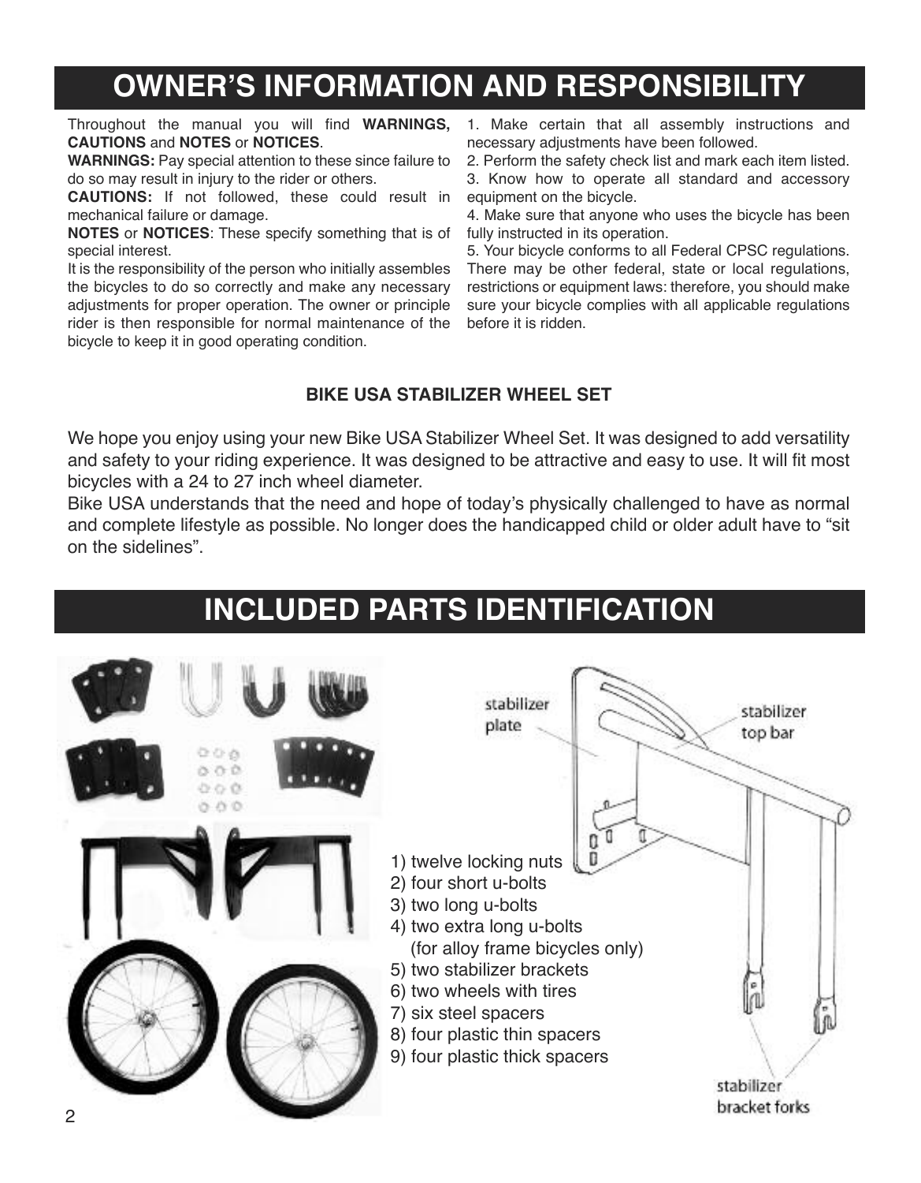# OWNER'S INFORMATION AND RESPONSIBILITY

Throughout the manual you will find **WARNINGS, CAUTIONS** and **NOTES** or **NOTICES**.

**WARNINGS:** Pay special attention to these since failure to do so may result in injury to the rider or others.

**CAUTIONS:** If not followed, these could result in mechanical failure or damage.

**NOTES** or **NOTICES**: These specify something that is of special interest.

It is the responsibility of the person who initially assembles the bicycles to do so correctly and make any necessary adjustments for proper operation. The owner or principle rider is then responsible for normal maintenance of the bicycle to keep it in good operating condition.

1. Make certain that all assembly instructions and necessary adjustments have been followed.
2. Perform the safety check list and mark each item listed.
3. Know how to operate all standard and accessory equipment on the bicycle.
4. Make sure that anyone who uses the bicycle has been fully instructed in its operation.
5. Your bicycle conforms to all Federal CPSC regulations. There may be other federal, state or local regulations, restrictions or equipment laws: therefore, you should make sure your bicycle complies with all applicable regulations before it is ridden.

### BIKE USA STABILIZER WHEEL SET

We hope you enjoy using your new Bike USA Stabilizer Wheel Set. It was designed to add versatility and safety to your riding experience. It was designed to be attractive and easy to use. It will fit most bicycles with a 24 to 27 inch wheel diameter.

Bike USA understands that the need and hope of today's physically challenged to have as normal and complete lifestyle as possible. No longer does the handicapped child or older adult have to "sit on the sidelines".

# INCLUDED PARTS IDENTIFICATION

stabilizer plate

stabilizer top bar

stabilizer bracket forks

1) twelve locking nuts
2) four short u-bolts
3) two long u-bolts
4) two extra long u-bolts
   (for alloy frame bicycles only)
5) two stabilizer brackets
6) two wheels with tires
7) six steel spacers
8) four plastic thin spacers
9) four plastic thick spacers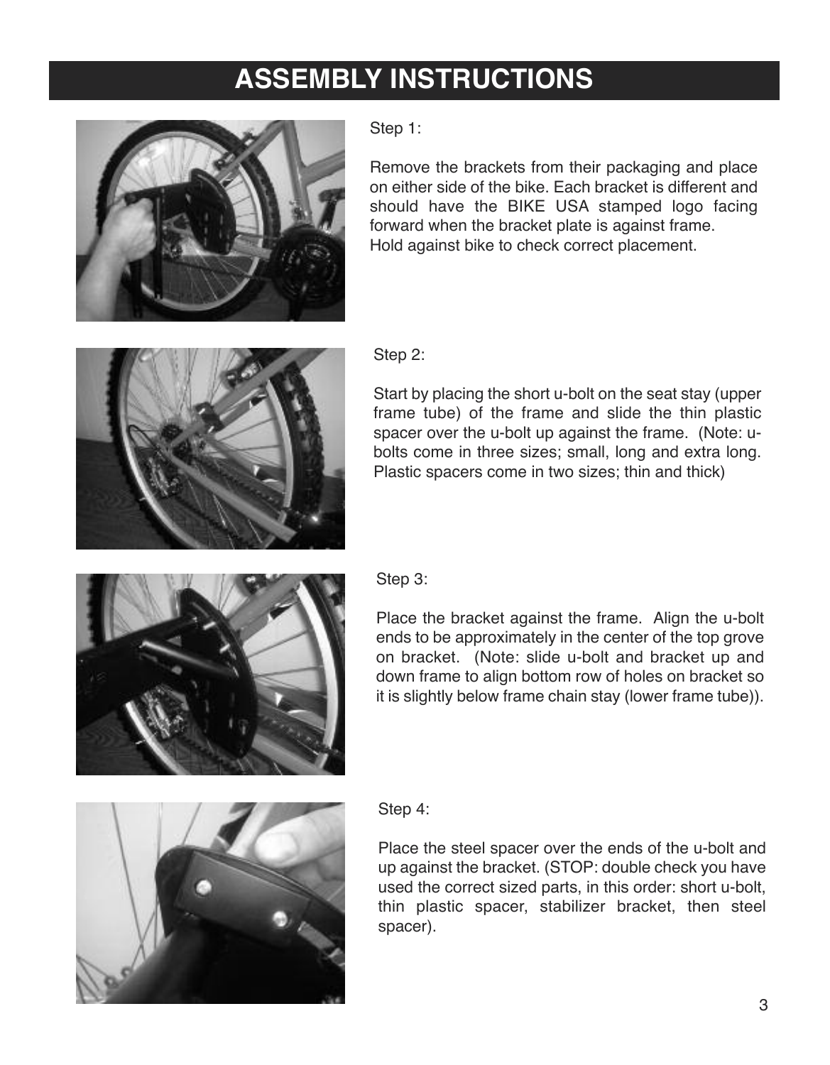# ASSEMBLY INSTRUCTIONS

Step 1:

Remove the brackets from their packaging and place on either side of the bike. Each bracket is different and should have the BIKE USA stamped logo facing forward when the bracket plate is against frame. Hold against bike to check correct placement.

Step 2:

Start by placing the short u-bolt on the seat stay (upper frame tube) of the frame and slide the thin plastic spacer over the u-bolt up against the frame. (Note: u-bolts come in three sizes; small, long and extra long. Plastic spacers come in two sizes; thin and thick)

Step 3:

Place the bracket against the frame. Align the u-bolt ends to be approximately in the center of the top grove on bracket. (Note: slide u-bolt and bracket up and down frame to align bottom row of holes on bracket so it is slightly below frame chain stay (lower frame tube)).

Step 4:

Place the steel spacer over the ends of the u-bolt and up against the bracket. (STOP: double check you have used the correct sized parts, in this order: short u-bolt, thin plastic spacer, stabilizer bracket, then steel spacer).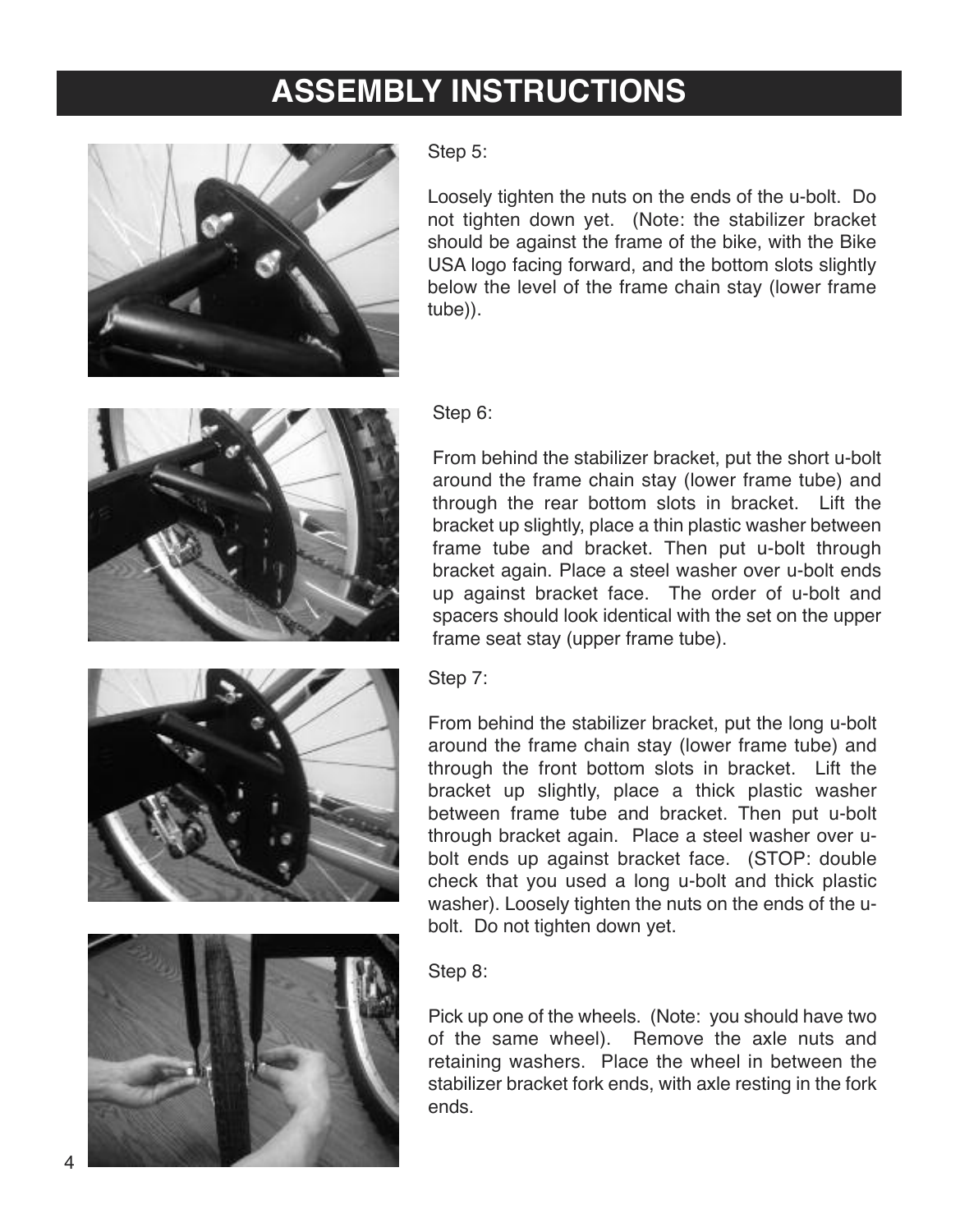# ASSEMBLY INSTRUCTIONS

Step 5:

Loosely tighten the nuts on the ends of the u-bolt. Do not tighten down yet. (Note: the stabilizer bracket should be against the frame of the bike, with the Bike USA logo facing forward, and the bottom slots slightly below the level of the frame chain stay (lower frame tube)).

Step 6:

From behind the stabilizer bracket, put the short u-bolt around the frame chain stay (lower frame tube) and through the rear bottom slots in bracket. Lift the bracket up slightly, place a thin plastic washer between frame tube and bracket. Then put u-bolt through bracket again. Place a steel washer over u-bolt ends up against bracket face. The order of u-bolt and spacers should look identical with the set on the upper frame seat stay (upper frame tube).

Step 7:

From behind the stabilizer bracket, put the long u-bolt around the frame chain stay (lower frame tube) and through the front bottom slots in bracket. Lift the bracket up slightly, place a thick plastic washer between frame tube and bracket. Then put u-bolt through bracket again. Place a steel washer over u-bolt ends up against bracket face. (STOP: double check that you used a long u-bolt and thick plastic washer). Loosely tighten the nuts on the ends of the u-bolt. Do not tighten down yet.

Step 8:

Pick up one of the wheels. (Note: you should have two of the same wheel). Remove the axle nuts and retaining washers. Place the wheel in between the stabilizer bracket fork ends, with axle resting in the fork ends.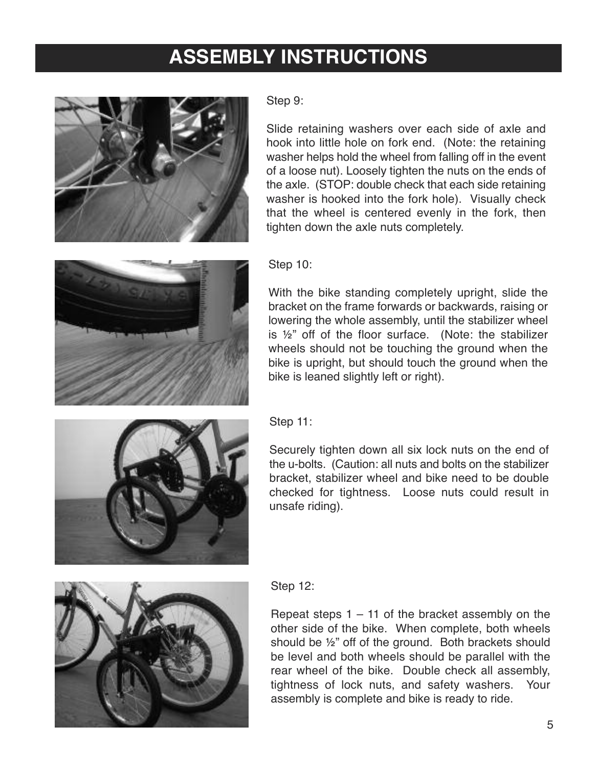# ASSEMBLY INSTRUCTIONS

Step 9:

Slide retaining washers over each side of axle and hook into little hole on fork end. (Note: the retaining washer helps hold the wheel from falling off in the event of a loose nut). Loosely tighten the nuts on the ends of the axle. (STOP: double check that each side retaining washer is hooked into the fork hole). Visually check that the wheel is centered evenly in the fork, then tighten down the axle nuts completely.

Step 10:

With the bike standing completely upright, slide the bracket on the frame forwards or backwards, raising or lowering the whole assembly, until the stabilizer wheel is ½" off of the floor surface. (Note: the stabilizer wheels should not be touching the ground when the bike is upright, but should touch the ground when the bike is leaned slightly left or right).

Step 11:

Securely tighten down all six lock nuts on the end of the u-bolts. (Caution: all nuts and bolts on the stabilizer bracket, stabilizer wheel and bike need to be double checked for tightness. Loose nuts could result in unsafe riding).

Step 12:

Repeat steps 1 – 11 of the bracket assembly on the other side of the bike. When complete, both wheels should be ½" off of the ground. Both brackets should be level and both wheels should be parallel with the rear wheel of the bike. Double check all assembly, tightness of lock nuts, and safety washers. Your assembly is complete and bike is ready to ride.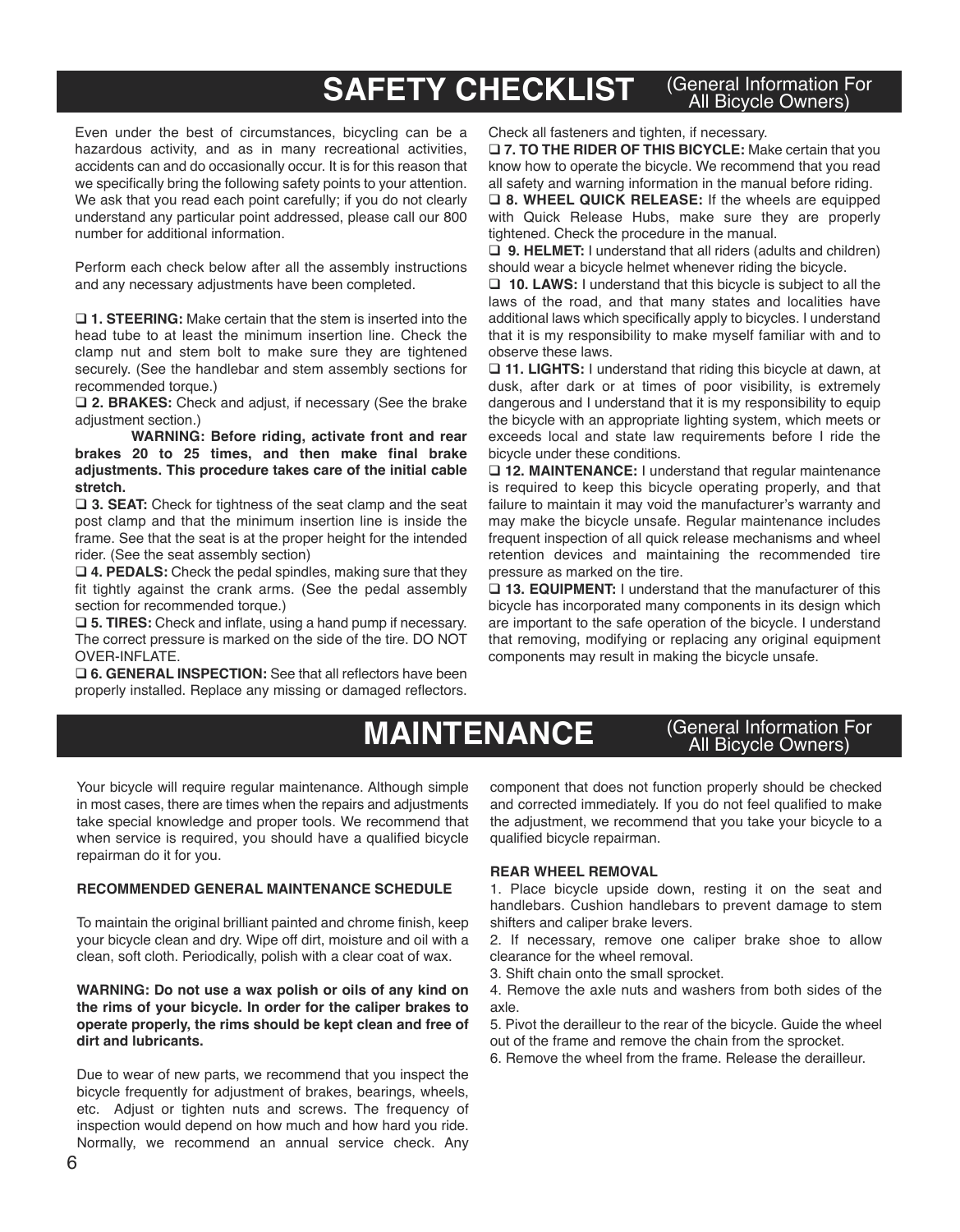# SAFETY CHECKLIST (General Information For All Bicycle Owners)

Even under the best of circumstances, bicycling can be a hazardous activity, and as in many recreational activities, accidents can and do occasionally occur. It is for this reason that we specifically bring the following safety points to your attention. We ask that you read each point carefully; if you do not clearly understand any particular point addressed, please call our 800 number for additional information.

Perform each check below after all the assembly instructions and any necessary adjustments have been completed.

❑ **1. STEERING:** Make certain that the stem is inserted into the head tube to at least the minimum insertion line. Check the clamp nut and stem bolt to make sure they are tightened securely. (See the handlebar and stem assembly sections for recommended torque.)

❑ **2. BRAKES:** Check and adjust, if necessary (See the brake adjustment section.)

**WARNING: Before riding, activate front and rear brakes 20 to 25 times, and then make final brake adjustments. This procedure takes care of the initial cable stretch.**

❑ **3. SEAT:** Check for tightness of the seat clamp and the seat post clamp and that the minimum insertion line is inside the frame. See that the seat is at the proper height for the intended rider. (See the seat assembly section)

❑ **4. PEDALS:** Check the pedal spindles, making sure that they fit tightly against the crank arms. (See the pedal assembly section for recommended torque.)

❑ **5. TIRES:** Check and inflate, using a hand pump if necessary. The correct pressure is marked on the side of the tire. DO NOT OVER-INFLATE.

❑ **6. GENERAL INSPECTION:** See that all reflectors have been properly installed. Replace any missing or damaged reflectors. Check all fasteners and tighten, if necessary.

❑ **7. TO THE RIDER OF THIS BICYCLE:** Make certain that you know how to operate the bicycle. We recommend that you read all safety and warning information in the manual before riding.

❑ **8. WHEEL QUICK RELEASE:** If the wheels are equipped with Quick Release Hubs, make sure they are properly tightened. Check the procedure in the manual.

❑ **9. HELMET:** I understand that all riders (adults and children) should wear a bicycle helmet whenever riding the bicycle.

❑ **10. LAWS:** I understand that this bicycle is subject to all the laws of the road, and that many states and localities have additional laws which specifically apply to bicycles. I understand that it is my responsibility to make myself familiar with and to observe these laws.

❑ **11. LIGHTS:** I understand that riding this bicycle at dawn, at dusk, after dark or at times of poor visibility, is extremely dangerous and I understand that it is my responsibility to equip the bicycle with an appropriate lighting system, which meets or exceeds local and state law requirements before I ride the bicycle under these conditions.

❑ **12. MAINTENANCE:** I understand that regular maintenance is required to keep this bicycle operating properly, and that failure to maintain it may void the manufacturer's warranty and may make the bicycle unsafe. Regular maintenance includes frequent inspection of all quick release mechanisms and wheel retention devices and maintaining the recommended tire pressure as marked on the tire.

❑ **13. EQUIPMENT:** I understand that the manufacturer of this bicycle has incorporated many components in its design which are important to the safe operation of the bicycle. I understand that removing, modifying or replacing any original equipment components may result in making the bicycle unsafe.

# MAINTENANCE (General Information For All Bicycle Owners)

Your bicycle will require regular maintenance. Although simple in most cases, there are times when the repairs and adjustments take special knowledge and proper tools. We recommend that when service is required, you should have a qualified bicycle repairman do it for you.

**RECOMMENDED GENERAL MAINTENANCE SCHEDULE**

To maintain the original brilliant painted and chrome finish, keep your bicycle clean and dry. Wipe off dirt, moisture and oil with a clean, soft cloth. Periodically, polish with a clear coat of wax.

**WARNING: Do not use a wax polish or oils of any kind on the rims of your bicycle. In order for the caliper brakes to operate properly, the rims should be kept clean and free of dirt and lubricants.**

Due to wear of new parts, we recommend that you inspect the bicycle frequently for adjustment of brakes, bearings, wheels, etc. Adjust or tighten nuts and screws. The frequency of inspection would depend on how much and how hard you ride. Normally, we recommend an annual service check. Any component that does not function properly should be checked and corrected immediately. If you do not feel qualified to make the adjustment, we recommend that you take your bicycle to a qualified bicycle repairman.

**REAR WHEEL REMOVAL**

1. Place bicycle upside down, resting it on the seat and handlebars. Cushion handlebars to prevent damage to stem shifters and caliper brake levers.
2. If necessary, remove one caliper brake shoe to allow clearance for the wheel removal.
3. Shift chain onto the small sprocket.
4. Remove the axle nuts and washers from both sides of the axle.
5. Pivot the derailleur to the rear of the bicycle. Guide the wheel out of the frame and remove the chain from the sprocket.
6. Remove the wheel from the frame. Release the derailleur.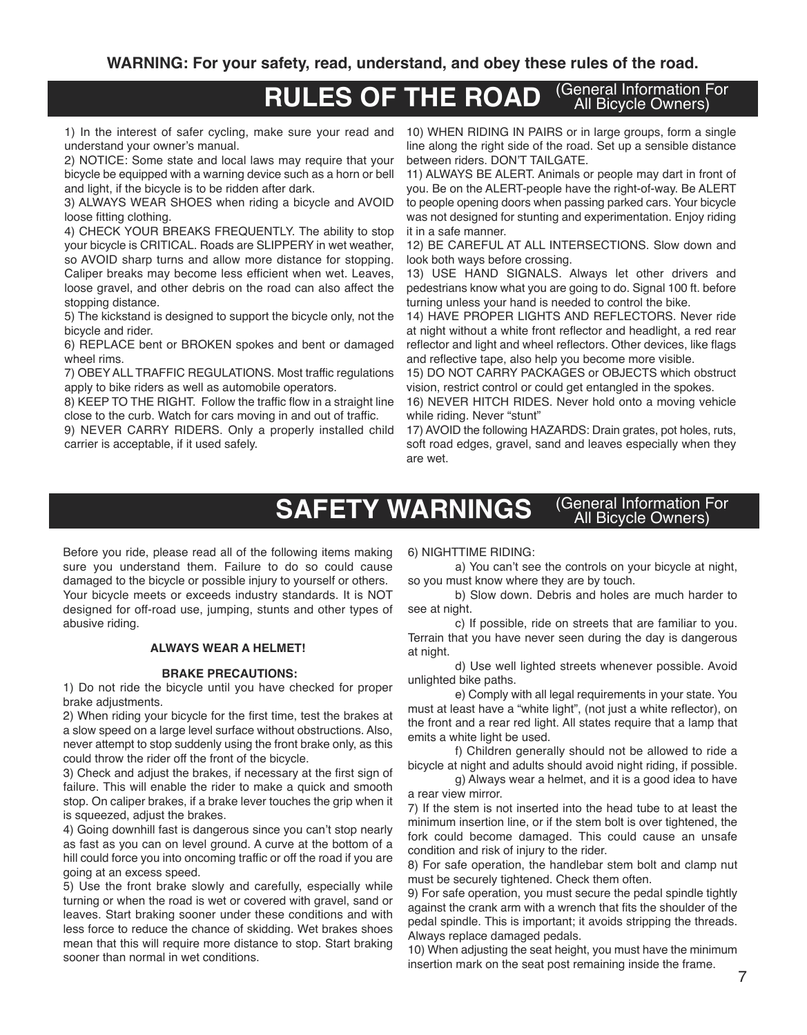**WARNING: For your safety, read, understand, and obey these rules of the road.**

# RULES OF THE ROAD (General Information For All Bicycle Owners)

1) In the interest of safer cycling, make sure your read and understand your owner's manual.

2) NOTICE: Some state and local laws may require that your bicycle be equipped with a warning device such as a horn or bell and light, if the bicycle is to be ridden after dark.

3) ALWAYS WEAR SHOES when riding a bicycle and AVOID loose fitting clothing.

4) CHECK YOUR BREAKS FREQUENTLY. The ability to stop your bicycle is CRITICAL. Roads are SLIPPERY in wet weather, so AVOID sharp turns and allow more distance for stopping. Caliper breaks may become less efficient when wet. Leaves, loose gravel, and other debris on the road can also affect the stopping distance.

5) The kickstand is designed to support the bicycle only, not the bicycle and rider.

6) REPLACE bent or BROKEN spokes and bent or damaged wheel rims.

7) OBEY ALL TRAFFIC REGULATIONS. Most traffic regulations apply to bike riders as well as automobile operators.

8) KEEP TO THE RIGHT. Follow the traffic flow in a straight line close to the curb. Watch for cars moving in and out of traffic.

9) NEVER CARRY RIDERS. Only a properly installed child carrier is acceptable, if it used safely.

10) WHEN RIDING IN PAIRS or in large groups, form a single line along the right side of the road. Set up a sensible distance between riders. DON'T TAILGATE.

11) ALWAYS BE ALERT. Animals or people may dart in front of you. Be on the ALERT-people have the right-of-way. Be ALERT to people opening doors when passing parked cars. Your bicycle was not designed for stunting and experimentation. Enjoy riding it in a safe manner.

12) BE CAREFUL AT ALL INTERSECTIONS. Slow down and look both ways before crossing.

13) USE HAND SIGNALS. Always let other drivers and pedestrians know what you are going to do. Signal 100 ft. before turning unless your hand is needed to control the bike.

14) HAVE PROPER LIGHTS AND REFLECTORS. Never ride at night without a white front reflector and headlight, a red rear reflector and light and wheel reflectors. Other devices, like flags and reflective tape, also help you become more visible.

15) DO NOT CARRY PACKAGES or OBJECTS which obstruct vision, restrict control or could get entangled in the spokes.

16) NEVER HITCH RIDES. Never hold onto a moving vehicle while riding. Never "stunt"

17) AVOID the following HAZARDS: Drain grates, pot holes, ruts, soft road edges, gravel, sand and leaves especially when they are wet.

# SAFETY WARNINGS (General Information For All Bicycle Owners)

Before you ride, please read all of the following items making sure you understand them. Failure to do so could cause damaged to the bicycle or possible injury to yourself or others. Your bicycle meets or exceeds industry standards. It is NOT designed for off-road use, jumping, stunts and other types of abusive riding.

**ALWAYS WEAR A HELMET!**

**BRAKE PRECAUTIONS:**

1) Do not ride the bicycle until you have checked for proper brake adjustments.

2) When riding your bicycle for the first time, test the brakes at a slow speed on a large level surface without obstructions. Also, never attempt to stop suddenly using the front brake only, as this could throw the rider off the front of the bicycle.

3) Check and adjust the brakes, if necessary at the first sign of failure. This will enable the rider to make a quick and smooth stop. On caliper brakes, if a brake lever touches the grip when it is squeezed, adjust the brakes.

4) Going downhill fast is dangerous since you can't stop nearly as fast as you can on level ground. A curve at the bottom of a hill could force you into oncoming traffic or off the road if you are going at an excess speed.

5) Use the front brake slowly and carefully, especially while turning or when the road is wet or covered with gravel, sand or leaves. Start braking sooner under these conditions and with less force to reduce the chance of skidding. Wet brakes shoes mean that this will require more distance to stop. Start braking sooner than normal in wet conditions.

6) NIGHTTIME RIDING:

a) You can't see the controls on your bicycle at night, so you must know where they are by touch.

b) Slow down. Debris and holes are much harder to see at night.

c) If possible, ride on streets that are familiar to you. Terrain that you have never seen during the day is dangerous at night.

d) Use well lighted streets whenever possible. Avoid unlighted bike paths.

e) Comply with all legal requirements in your state. You must at least have a "white light", (not just a white reflector), on the front and a rear red light. All states require that a lamp that emits a white light be used.

f) Children generally should not be allowed to ride a bicycle at night and adults should avoid night riding, if possible.

g) Always wear a helmet, and it is a good idea to have a rear view mirror.

7) If the stem is not inserted into the head tube to at least the minimum insertion line, or if the stem bolt is over tightened, the fork could become damaged. This could cause an unsafe condition and risk of injury to the rider.

8) For safe operation, the handlebar stem bolt and clamp nut must be securely tightened. Check them often.

9) For safe operation, you must secure the pedal spindle tightly against the crank arm with a wrench that fits the shoulder of the pedal spindle. This is important; it avoids stripping the threads. Always replace damaged pedals.

10) When adjusting the seat height, you must have the minimum insertion mark on the seat post remaining inside the frame.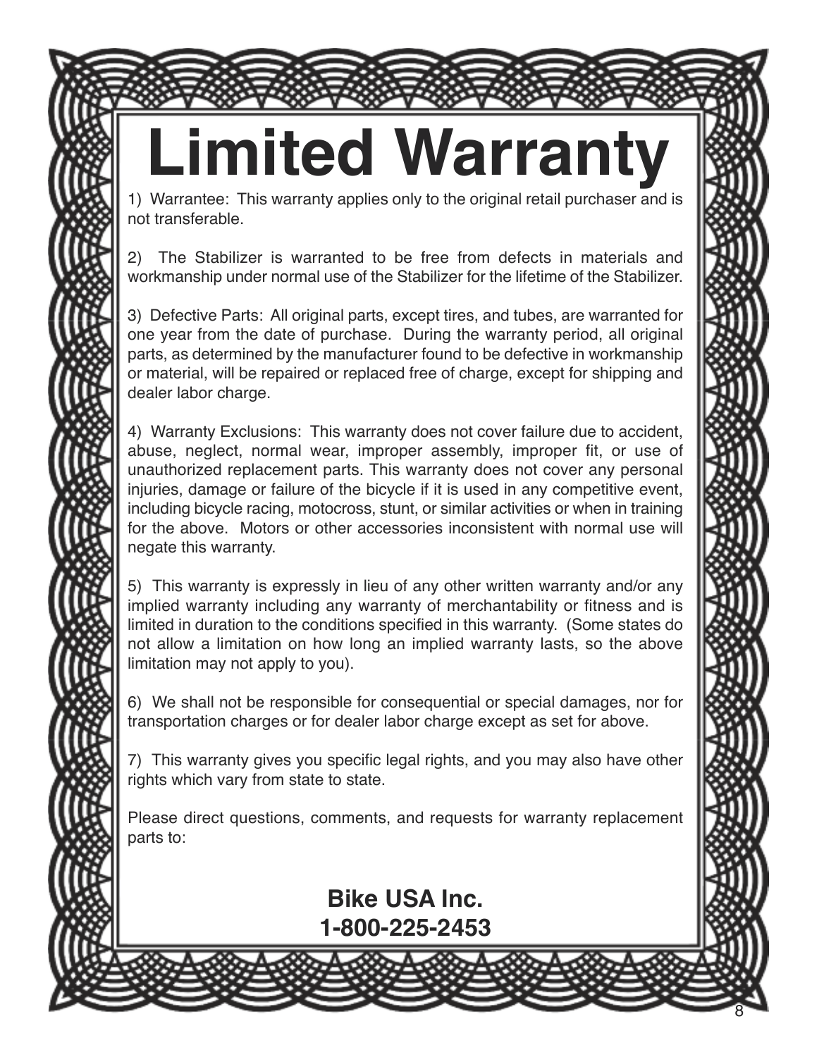# Limited Warranty

1) Warrantee: This warranty applies only to the original retail purchaser and is not transferable.

2) The Stabilizer is warranted to be free from defects in materials and workmanship under normal use of the Stabilizer for the lifetime of the Stabilizer.

3) Defective Parts: All original parts, except tires, and tubes, are warranted for one year from the date of purchase. During the warranty period, all original parts, as determined by the manufacturer found to be defective in workmanship or material, will be repaired or replaced free of charge, except for shipping and dealer labor charge.

4) Warranty Exclusions: This warranty does not cover failure due to accident, abuse, neglect, normal wear, improper assembly, improper fit, or use of unauthorized replacement parts. This warranty does not cover any personal injuries, damage or failure of the bicycle if it is used in any competitive event, including bicycle racing, motocross, stunt, or similar activities or when in training for the above. Motors or other accessories inconsistent with normal use will negate this warranty.

5) This warranty is expressly in lieu of any other written warranty and/or any implied warranty including any warranty of merchantability or fitness and is limited in duration to the conditions specified in this warranty. (Some states do not allow a limitation on how long an implied warranty lasts, so the above limitation may not apply to you).

6) We shall not be responsible for consequential or special damages, nor for transportation charges or for dealer labor charge except as set for above.

7) This warranty gives you specific legal rights, and you may also have other rights which vary from state to state.

Please direct questions, comments, and requests for warranty replacement parts to:

**Bike USA Inc.**
**1-800-225-2453**